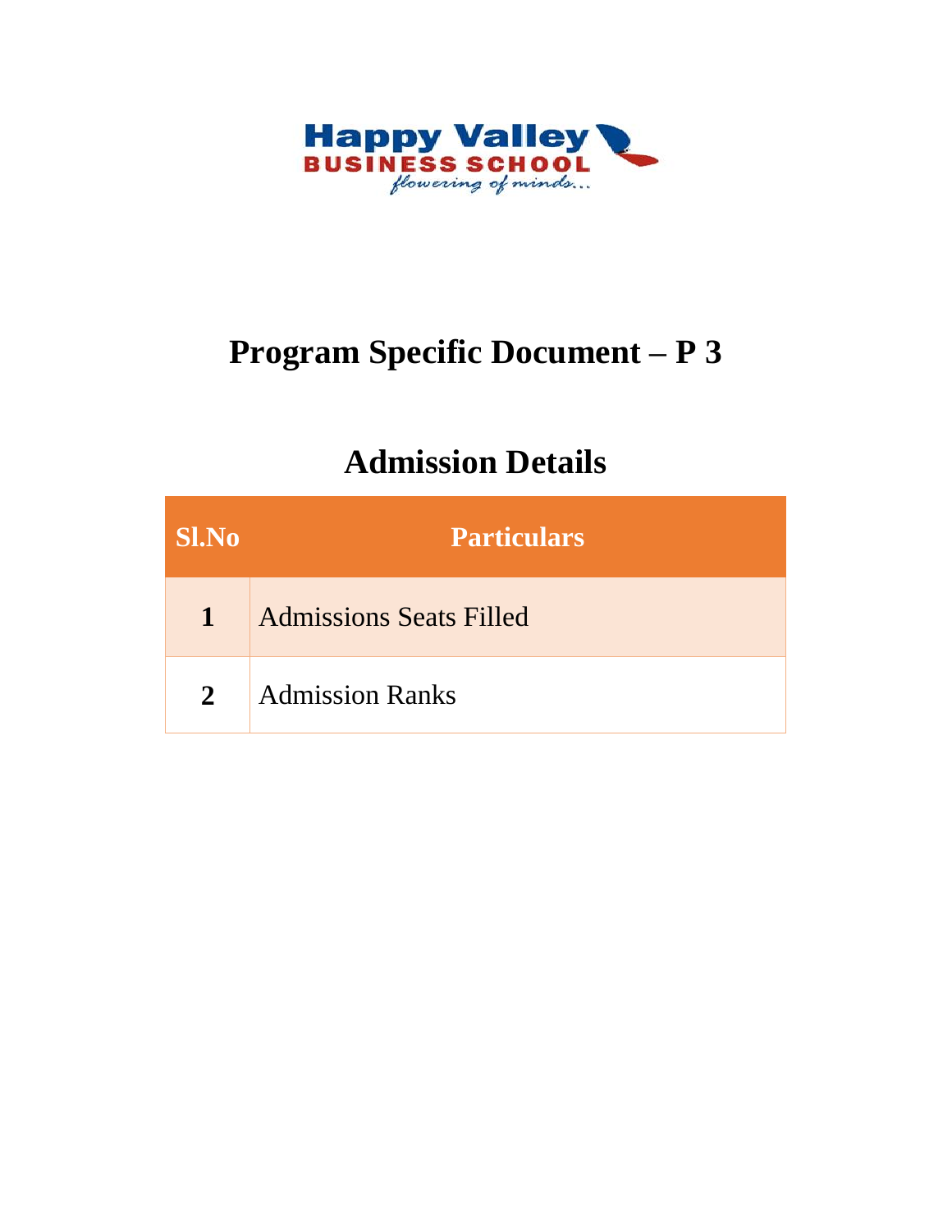Happy Valley
BUSINESS SCHOOL
*flowering of minds...*

# Program Specific Document – P 3

## Admission Details

| Sl.No | Particulars |
|---|---|
| **1** | Admissions Seats Filled |
| **2** | Admission Ranks |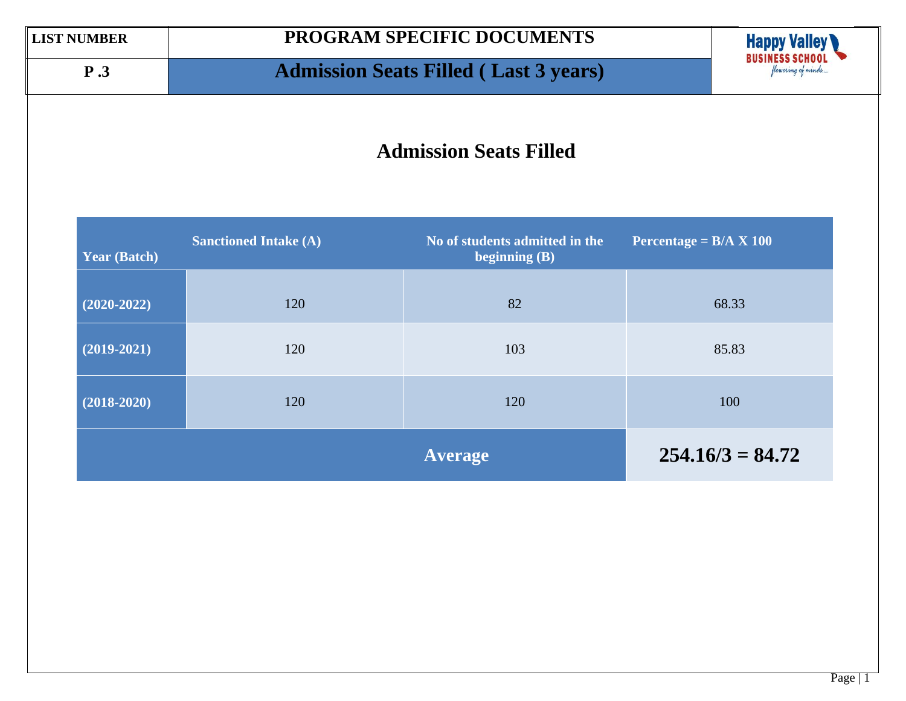| LIST NUMBER | PROGRAM SPECIFIC DOCUMENTS |
|---|---|
| P .3 | Admission Seats Filled ( Last 3 years) |

Happy Valley BUSINESS SCHOOL flowering of minds...

# Admission Seats Filled

| Year (Batch) | Sanctioned Intake (A) | No of students admitted in the beginning (B) | Percentage = B/A X 100 |
|---|---|---|---|
| (2020-2022) | 120 | 82 | 68.33 |
| (2019-2021) | 120 | 103 | 85.83 |
| (2018-2020) | 120 | 120 | 100 |
| Average | | | 254.16/3 = 84.72 |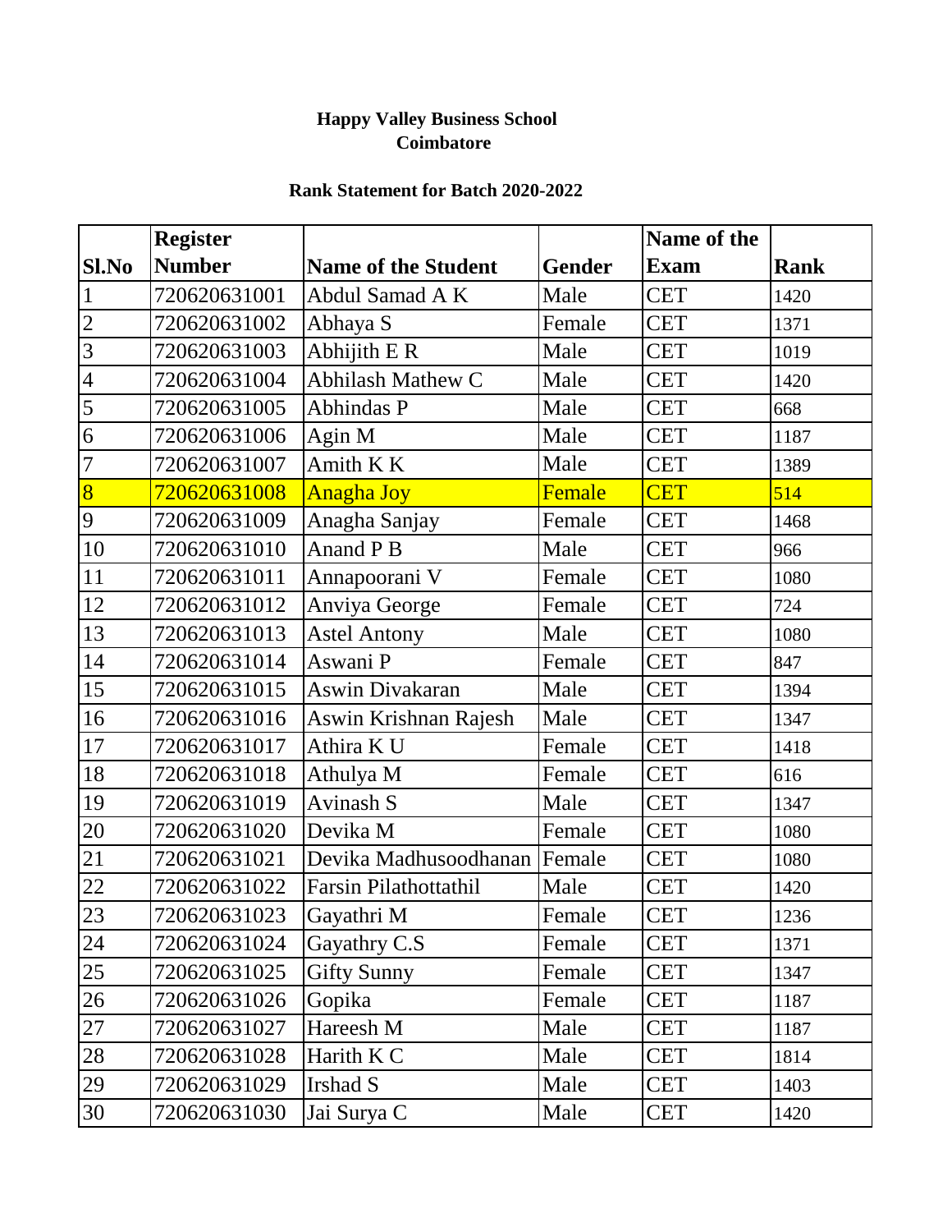**Happy Valley Business School**
**Coimbatore**

**Rank Statement for Batch 2020-2022**

| Sl.No | Register Number | Name of the Student | Gender | Name of the Exam | Rank |
|---|---|---|---|---|---|
| 1 | 720620631001 | Abdul Samad A K | Male | CET | 1420 |
| 2 | 720620631002 | Abhaya S | Female | CET | 1371 |
| 3 | 720620631003 | Abhijith E R | Male | CET | 1019 |
| 4 | 720620631004 | Abhilash Mathew C | Male | CET | 1420 |
| 5 | 720620631005 | Abhindas P | Male | CET | 668 |
| 6 | 720620631006 | Agin M | Male | CET | 1187 |
| 7 | 720620631007 | Amith K K | Male | CET | 1389 |
| 8 | 720620631008 | Anagha Joy | Female | CET | 514 |
| 9 | 720620631009 | Anagha Sanjay | Female | CET | 1468 |
| 10 | 720620631010 | Anand P B | Male | CET | 966 |
| 11 | 720620631011 | Annapoorani V | Female | CET | 1080 |
| 12 | 720620631012 | Anviya George | Female | CET | 724 |
| 13 | 720620631013 | Astel Antony | Male | CET | 1080 |
| 14 | 720620631014 | Aswani P | Female | CET | 847 |
| 15 | 720620631015 | Aswin Divakaran | Male | CET | 1394 |
| 16 | 720620631016 | Aswin Krishnan Rajesh | Male | CET | 1347 |
| 17 | 720620631017 | Athira K U | Female | CET | 1418 |
| 18 | 720620631018 | Athulya M | Female | CET | 616 |
| 19 | 720620631019 | Avinash S | Male | CET | 1347 |
| 20 | 720620631020 | Devika M | Female | CET | 1080 |
| 21 | 720620631021 | Devika Madhusoodhanan | Female | CET | 1080 |
| 22 | 720620631022 | Farsin Pilathottathil | Male | CET | 1420 |
| 23 | 720620631023 | Gayathri M | Female | CET | 1236 |
| 24 | 720620631024 | Gayathry C.S | Female | CET | 1371 |
| 25 | 720620631025 | Gifty Sunny | Female | CET | 1347 |
| 26 | 720620631026 | Gopika | Female | CET | 1187 |
| 27 | 720620631027 | Hareesh M | Male | CET | 1187 |
| 28 | 720620631028 | Harith K C | Male | CET | 1814 |
| 29 | 720620631029 | Irshad S | Male | CET | 1403 |
| 30 | 720620631030 | Jai Surya C | Male | CET | 1420 |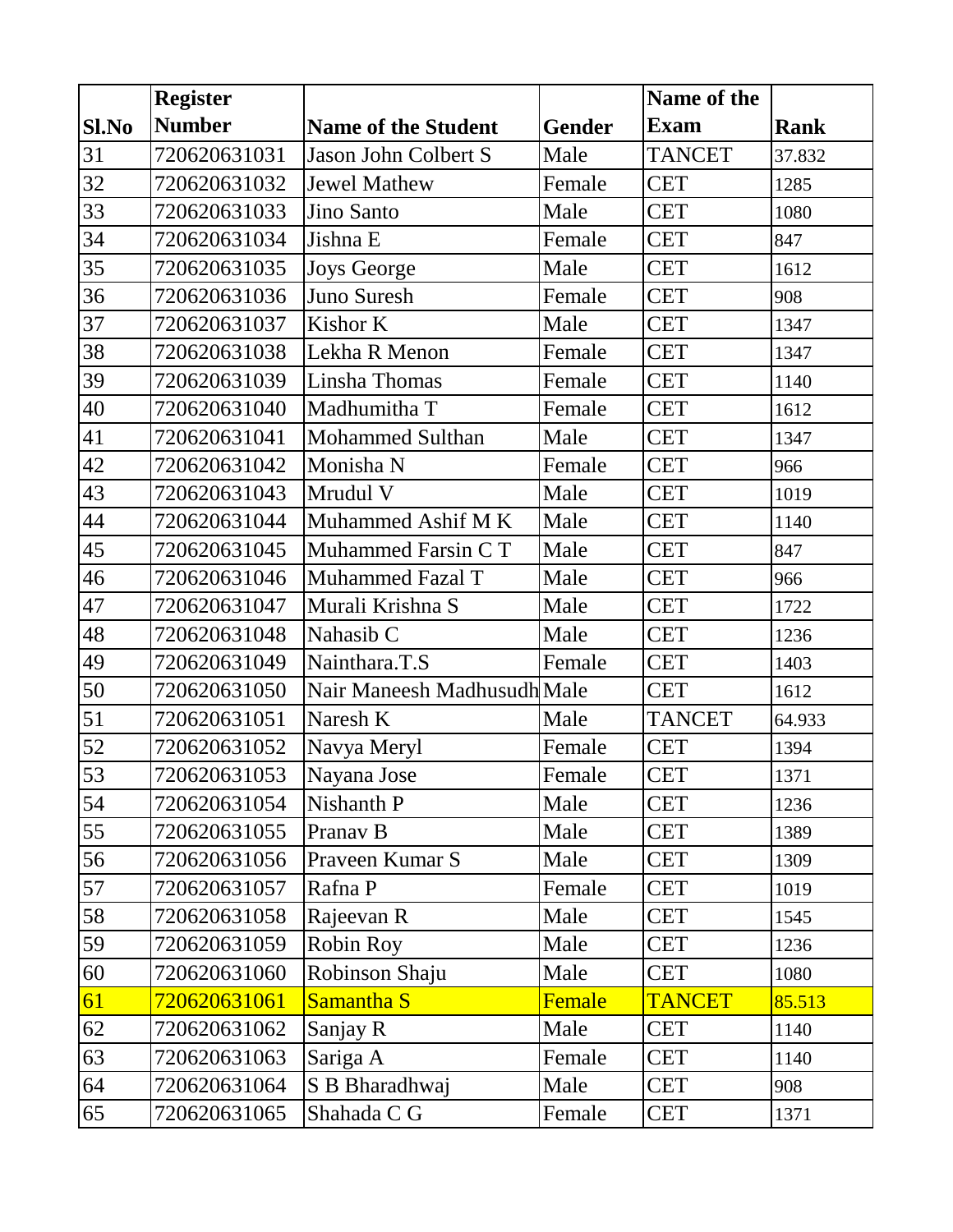| Sl.No | Register Number | Name of the Student | Gender | Name of the Exam | Rank |
|---|---|---|---|---|---|
| 31 | 720620631031 | Jason John Colbert S | Male | TANCET | 37.832 |
| 32 | 720620631032 | Jewel Mathew | Female | CET | 1285 |
| 33 | 720620631033 | Jino Santo | Male | CET | 1080 |
| 34 | 720620631034 | Jishna E | Female | CET | 847 |
| 35 | 720620631035 | Joys George | Male | CET | 1612 |
| 36 | 720620631036 | Juno Suresh | Female | CET | 908 |
| 37 | 720620631037 | Kishor K | Male | CET | 1347 |
| 38 | 720620631038 | Lekha R Menon | Female | CET | 1347 |
| 39 | 720620631039 | Linsha Thomas | Female | CET | 1140 |
| 40 | 720620631040 | Madhumitha T | Female | CET | 1612 |
| 41 | 720620631041 | Mohammed Sulthan | Male | CET | 1347 |
| 42 | 720620631042 | Monisha N | Female | CET | 966 |
| 43 | 720620631043 | Mrudul V | Male | CET | 1019 |
| 44 | 720620631044 | Muhammed Ashif M K | Male | CET | 1140 |
| 45 | 720620631045 | Muhammed Farsin C T | Male | CET | 847 |
| 46 | 720620631046 | Muhammed Fazal T | Male | CET | 966 |
| 47 | 720620631047 | Murali Krishna S | Male | CET | 1722 |
| 48 | 720620631048 | Nahasib C | Male | CET | 1236 |
| 49 | 720620631049 | Nainthara.T.S | Female | CET | 1403 |
| 50 | 720620631050 | Nair Maneesh Madhusudh | Male | CET | 1612 |
| 51 | 720620631051 | Naresh K | Male | TANCET | 64.933 |
| 52 | 720620631052 | Navya Meryl | Female | CET | 1394 |
| 53 | 720620631053 | Nayana Jose | Female | CET | 1371 |
| 54 | 720620631054 | Nishanth P | Male | CET | 1236 |
| 55 | 720620631055 | Pranav B | Male | CET | 1389 |
| 56 | 720620631056 | Praveen Kumar S | Male | CET | 1309 |
| 57 | 720620631057 | Rafna P | Female | CET | 1019 |
| 58 | 720620631058 | Rajeevan R | Male | CET | 1545 |
| 59 | 720620631059 | Robin Roy | Male | CET | 1236 |
| 60 | 720620631060 | Robinson Shaju | Male | CET | 1080 |
| 61 | 720620631061 | Samantha S | Female | TANCET | 85.513 |
| 62 | 720620631062 | Sanjay R | Male | CET | 1140 |
| 63 | 720620631063 | Sariga A | Female | CET | 1140 |
| 64 | 720620631064 | S B Bharadhwaj | Male | CET | 908 |
| 65 | 720620631065 | Shahada C G | Female | CET | 1371 |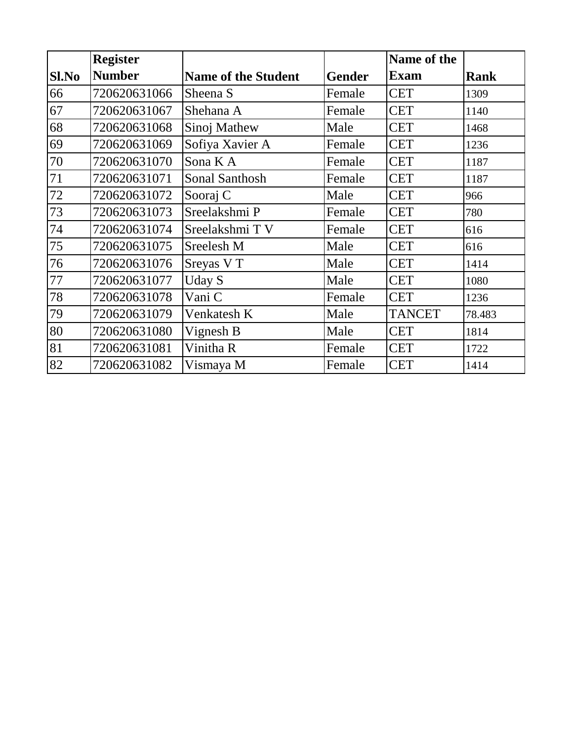| Sl.No | Register Number | Name of the Student | Gender | Name of the Exam | Rank |
|---|---|---|---|---|---|
| 66 | 720620631066 | Sheena S | Female | CET | 1309 |
| 67 | 720620631067 | Shehana A | Female | CET | 1140 |
| 68 | 720620631068 | Sinoj Mathew | Male | CET | 1468 |
| 69 | 720620631069 | Sofiya Xavier A | Female | CET | 1236 |
| 70 | 720620631070 | Sona K A | Female | CET | 1187 |
| 71 | 720620631071 | Sonal Santhosh | Female | CET | 1187 |
| 72 | 720620631072 | Sooraj C | Male | CET | 966 |
| 73 | 720620631073 | Sreelakshmi P | Female | CET | 780 |
| 74 | 720620631074 | Sreelakshmi T V | Female | CET | 616 |
| 75 | 720620631075 | Sreelesh M | Male | CET | 616 |
| 76 | 720620631076 | Sreyas V T | Male | CET | 1414 |
| 77 | 720620631077 | Uday S | Male | CET | 1080 |
| 78 | 720620631078 | Vani C | Female | CET | 1236 |
| 79 | 720620631079 | Venkatesh K | Male | TANCET | 78.483 |
| 80 | 720620631080 | Vignesh B | Male | CET | 1814 |
| 81 | 720620631081 | Vinitha R | Female | CET | 1722 |
| 82 | 720620631082 | Vismaya M | Female | CET | 1414 |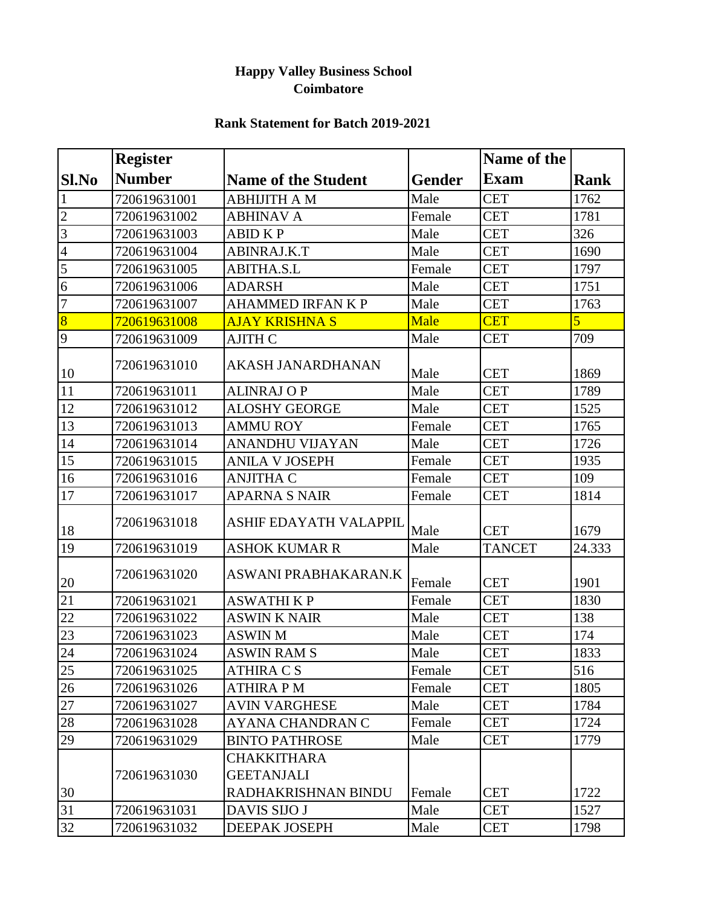**Happy Valley Business School**
**Coimbatore**

**Rank Statement for Batch 2019-2021**

| Sl.No | Register Number | Name of the Student | Gender | Name of the Exam | Rank |
|---|---|---|---|---|---|
| 1 | 720619631001 | ABHIJITH A M | Male | CET | 1762 |
| 2 | 720619631002 | ABHINAV A | Female | CET | 1781 |
| 3 | 720619631003 | ABID K P | Male | CET | 326 |
| 4 | 720619631004 | ABINRAJ.K.T | Male | CET | 1690 |
| 5 | 720619631005 | ABITHA.S.L | Female | CET | 1797 |
| 6 | 720619631006 | ADARSH | Male | CET | 1751 |
| 7 | 720619631007 | AHAMMED IRFAN K P | Male | CET | 1763 |
| 8 | 720619631008 | AJAY KRISHNA S | Male | CET | 5 |
| 9 | 720619631009 | AJITH C | Male | CET | 709 |
| 10 | 720619631010 | AKASH JANARDHANAN | Male | CET | 1869 |
| 11 | 720619631011 | ALINRAJ O P | Male | CET | 1789 |
| 12 | 720619631012 | ALOSHY GEORGE | Male | CET | 1525 |
| 13 | 720619631013 | AMMU ROY | Female | CET | 1765 |
| 14 | 720619631014 | ANANDHU VIJAYAN | Male | CET | 1726 |
| 15 | 720619631015 | ANILA V JOSEPH | Female | CET | 1935 |
| 16 | 720619631016 | ANJITHA C | Female | CET | 109 |
| 17 | 720619631017 | APARNA S NAIR | Female | CET | 1814 |
| 18 | 720619631018 | ASHIF EDAYATH VALAPPIL | Male | CET | 1679 |
| 19 | 720619631019 | ASHOK KUMAR R | Male | TANCET | 24.333 |
| 20 | 720619631020 | ASWANI PRABHAKARAN.K | Female | CET | 1901 |
| 21 | 720619631021 | ASWATHI K P | Female | CET | 1830 |
| 22 | 720619631022 | ASWIN K NAIR | Male | CET | 138 |
| 23 | 720619631023 | ASWIN M | Male | CET | 174 |
| 24 | 720619631024 | ASWIN RAM S | Male | CET | 1833 |
| 25 | 720619631025 | ATHIRA C S | Female | CET | 516 |
| 26 | 720619631026 | ATHIRA P M | Female | CET | 1805 |
| 27 | 720619631027 | AVIN VARGHESE | Male | CET | 1784 |
| 28 | 720619631028 | AYANA CHANDRAN C | Female | CET | 1724 |
| 29 | 720619631029 | BINTO PATHROSE | Male | CET | 1779 |
| 30 | 720619631030 | CHAKKITHARA GEETANJALI RADHAKRISHNAN BINDU | Female | CET | 1722 |
| 31 | 720619631031 | DAVIS SIJO J | Male | CET | 1527 |
| 32 | 720619631032 | DEEPAK JOSEPH | Male | CET | 1798 |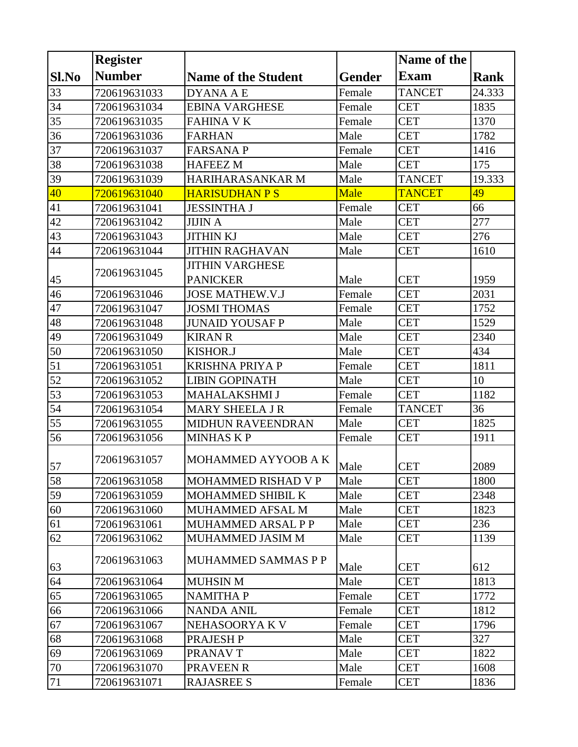| Sl.No | Register Number | Name of the Student | Gender | Name of the Exam | Rank |
|---|---|---|---|---|---|
| 33 | 720619631033 | DYANA A E | Female | TANCET | 24.333 |
| 34 | 720619631034 | EBINA VARGHESE | Female | CET | 1835 |
| 35 | 720619631035 | FAHINA V K | Female | CET | 1370 |
| 36 | 720619631036 | FARHAN | Male | CET | 1782 |
| 37 | 720619631037 | FARSANA P | Female | CET | 1416 |
| 38 | 720619631038 | HAFEEZ M | Male | CET | 175 |
| 39 | 720619631039 | HARIHARASANKAR M | Male | TANCET | 19.333 |
| 40 | 720619631040 | HARISUDHAN P S | Male | TANCET | 49 |
| 41 | 720619631041 | JESSINTHA J | Female | CET | 66 |
| 42 | 720619631042 | JIJIN A | Male | CET | 277 |
| 43 | 720619631043 | JITHIN KJ | Male | CET | 276 |
| 44 | 720619631044 | JITHIN RAGHAVAN | Male | CET | 1610 |
| 45 | 720619631045 | JITHIN VARGHESE PANICKER | Male | CET | 1959 |
| 46 | 720619631046 | JOSE MATHEW.V.J | Female | CET | 2031 |
| 47 | 720619631047 | JOSMI THOMAS | Female | CET | 1752 |
| 48 | 720619631048 | JUNAID YOUSAF P | Male | CET | 1529 |
| 49 | 720619631049 | KIRAN R | Male | CET | 2340 |
| 50 | 720619631050 | KISHOR.J | Male | CET | 434 |
| 51 | 720619631051 | KRISHNA PRIYA P | Female | CET | 1811 |
| 52 | 720619631052 | LIBIN GOPINATH | Male | CET | 10 |
| 53 | 720619631053 | MAHALAKSHMI J | Female | CET | 1182 |
| 54 | 720619631054 | MARY SHEELA J R | Female | TANCET | 36 |
| 55 | 720619631055 | MIDHUN RAVEENDRAN | Male | CET | 1825 |
| 56 | 720619631056 | MINHAS K P | Female | CET | 1911 |
| 57 | 720619631057 | MOHAMMED AYYOOB A K | Male | CET | 2089 |
| 58 | 720619631058 | MOHAMMED RISHAD V P | Male | CET | 1800 |
| 59 | 720619631059 | MOHAMMED SHIBIL K | Male | CET | 2348 |
| 60 | 720619631060 | MUHAMMED AFSAL M | Male | CET | 1823 |
| 61 | 720619631061 | MUHAMMED ARSAL P P | Male | CET | 236 |
| 62 | 720619631062 | MUHAMMED JASIM M | Male | CET | 1139 |
| 63 | 720619631063 | MUHAMMED SAMMAS P P | Male | CET | 612 |
| 64 | 720619631064 | MUHSIN M | Male | CET | 1813 |
| 65 | 720619631065 | NAMITHA P | Female | CET | 1772 |
| 66 | 720619631066 | NANDA ANIL | Female | CET | 1812 |
| 67 | 720619631067 | NEHASOORYA K V | Female | CET | 1796 |
| 68 | 720619631068 | PRAJESH P | Male | CET | 327 |
| 69 | 720619631069 | PRANAV T | Male | CET | 1822 |
| 70 | 720619631070 | PRAVEEN R | Male | CET | 1608 |
| 71 | 720619631071 | RAJASREE S | Female | CET | 1836 |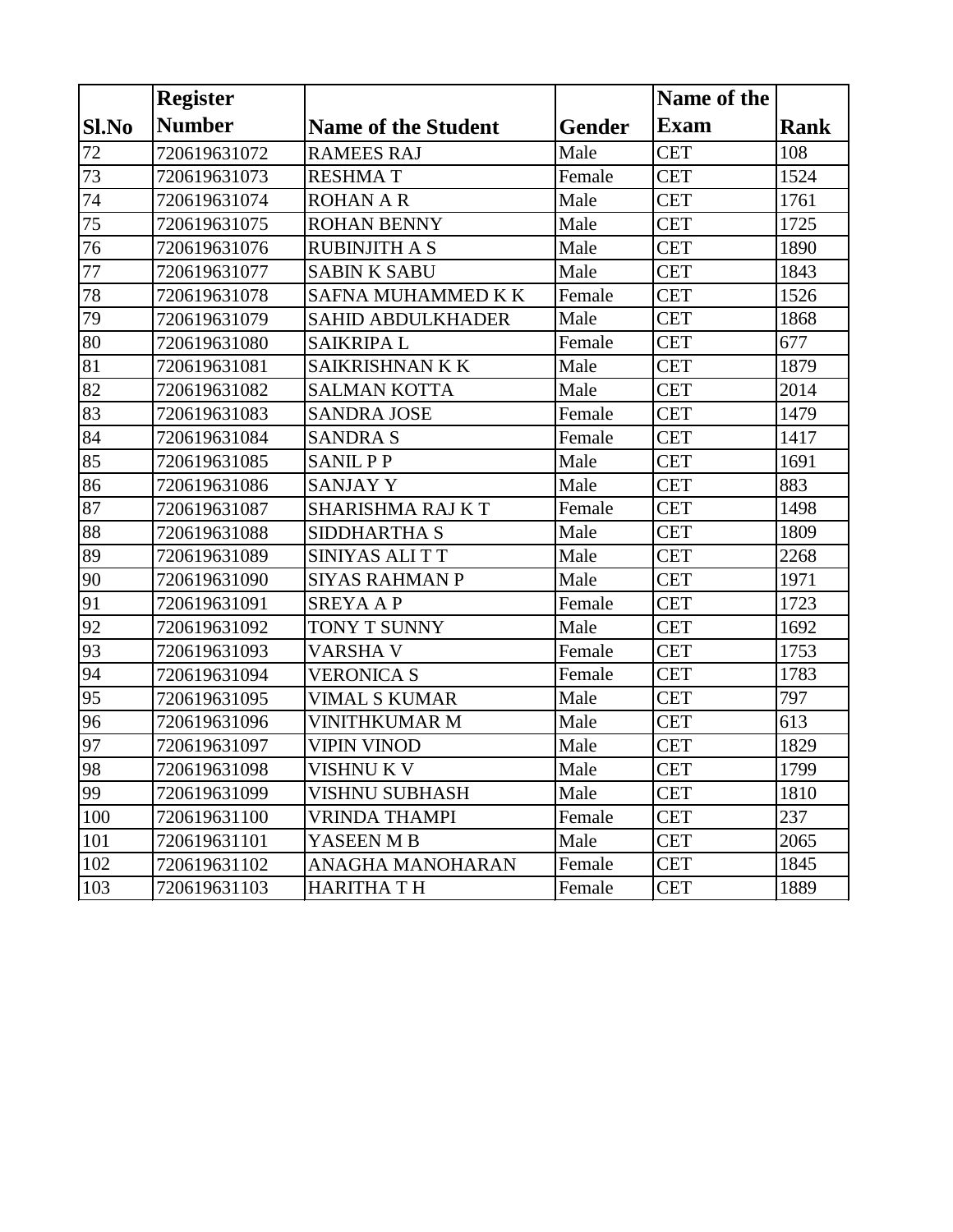| Sl.No | Register Number | Name of the Student | Gender | Name of the Exam | Rank |
|---|---|---|---|---|---|
| 72 | 720619631072 | RAMEES RAJ | Male | CET | 108 |
| 73 | 720619631073 | RESHMA T | Female | CET | 1524 |
| 74 | 720619631074 | ROHAN A R | Male | CET | 1761 |
| 75 | 720619631075 | ROHAN BENNY | Male | CET | 1725 |
| 76 | 720619631076 | RUBINJITH A S | Male | CET | 1890 |
| 77 | 720619631077 | SABIN K SABU | Male | CET | 1843 |
| 78 | 720619631078 | SAFNA MUHAMMED K K | Female | CET | 1526 |
| 79 | 720619631079 | SAHID ABDULKHADER | Male | CET | 1868 |
| 80 | 720619631080 | SAIKRIPA L | Female | CET | 677 |
| 81 | 720619631081 | SAIKRISHNAN K K | Male | CET | 1879 |
| 82 | 720619631082 | SALMAN KOTTA | Male | CET | 2014 |
| 83 | 720619631083 | SANDRA JOSE | Female | CET | 1479 |
| 84 | 720619631084 | SANDRA S | Female | CET | 1417 |
| 85 | 720619631085 | SANIL P P | Male | CET | 1691 |
| 86 | 720619631086 | SANJAY Y | Male | CET | 883 |
| 87 | 720619631087 | SHARISHMA RAJ K T | Female | CET | 1498 |
| 88 | 720619631088 | SIDDHARTHA S | Male | CET | 1809 |
| 89 | 720619631089 | SINIYAS ALI T T | Male | CET | 2268 |
| 90 | 720619631090 | SIYAS RAHMAN P | Male | CET | 1971 |
| 91 | 720619631091 | SREYA A P | Female | CET | 1723 |
| 92 | 720619631092 | TONY T SUNNY | Male | CET | 1692 |
| 93 | 720619631093 | VARSHA V | Female | CET | 1753 |
| 94 | 720619631094 | VERONICA S | Female | CET | 1783 |
| 95 | 720619631095 | VIMAL S KUMAR | Male | CET | 797 |
| 96 | 720619631096 | VINITHKUMAR M | Male | CET | 613 |
| 97 | 720619631097 | VIPIN VINOD | Male | CET | 1829 |
| 98 | 720619631098 | VISHNU K V | Male | CET | 1799 |
| 99 | 720619631099 | VISHNU SUBHASH | Male | CET | 1810 |
| 100 | 720619631100 | VRINDA THAMPI | Female | CET | 237 |
| 101 | 720619631101 | YASEEN M B | Male | CET | 2065 |
| 102 | 720619631102 | ANAGHA MANOHARAN | Female | CET | 1845 |
| 103 | 720619631103 | HARITHA T H | Female | CET | 1889 |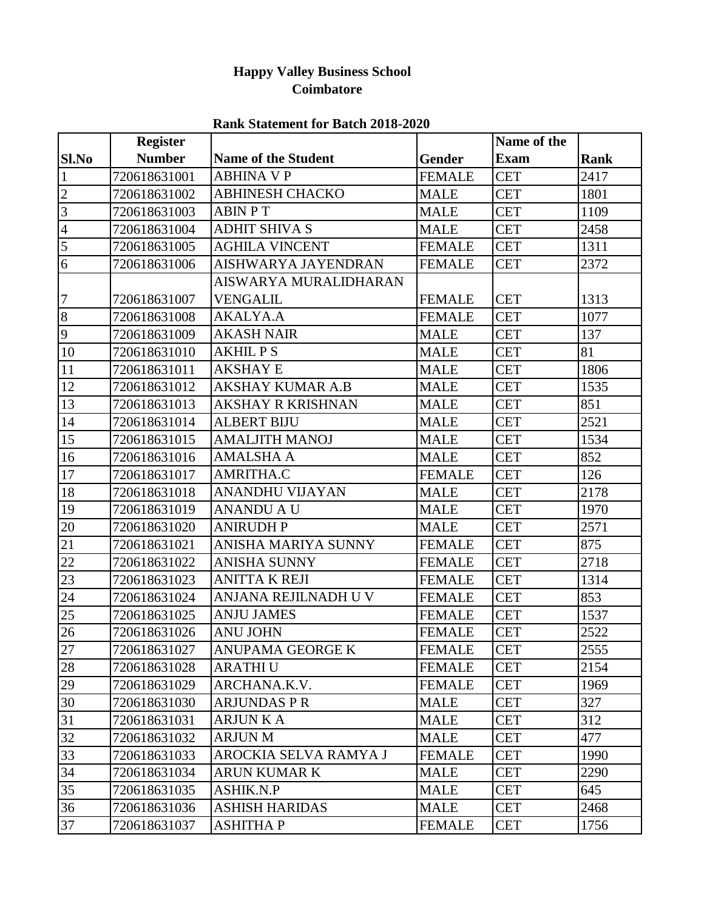**Happy Valley Business School**
**Coimbatore**

**Rank Statement for Batch 2018-2020**

| Sl.No | Register Number | Name of the Student | Gender | Name of the Exam | Rank |
|---|---|---|---|---|---|
| 1 | 720618631001 | ABHINA V P | FEMALE | CET | 2417 |
| 2 | 720618631002 | ABHINESH CHACKO | MALE | CET | 1801 |
| 3 | 720618631003 | ABIN P T | MALE | CET | 1109 |
| 4 | 720618631004 | ADHIT SHIVA S | MALE | CET | 2458 |
| 5 | 720618631005 | AGHILA VINCENT | FEMALE | CET | 1311 |
| 6 | 720618631006 | AISHWARYA JAYENDRAN | FEMALE | CET | 2372 |
| 7 | 720618631007 | AISWARYA MURALIDHARAN VENGALIL | FEMALE | CET | 1313 |
| 8 | 720618631008 | AKALYA.A | FEMALE | CET | 1077 |
| 9 | 720618631009 | AKASH NAIR | MALE | CET | 137 |
| 10 | 720618631010 | AKHIL P S | MALE | CET | 81 |
| 11 | 720618631011 | AKSHAY E | MALE | CET | 1806 |
| 12 | 720618631012 | AKSHAY KUMAR A.B | MALE | CET | 1535 |
| 13 | 720618631013 | AKSHAY R KRISHNAN | MALE | CET | 851 |
| 14 | 720618631014 | ALBERT BIJU | MALE | CET | 2521 |
| 15 | 720618631015 | AMALJITH MANOJ | MALE | CET | 1534 |
| 16 | 720618631016 | AMALSHA A | MALE | CET | 852 |
| 17 | 720618631017 | AMRITHA.C | FEMALE | CET | 126 |
| 18 | 720618631018 | ANANDHU VIJAYAN | MALE | CET | 2178 |
| 19 | 720618631019 | ANANDU A U | MALE | CET | 1970 |
| 20 | 720618631020 | ANIRUDH P | MALE | CET | 2571 |
| 21 | 720618631021 | ANISHA MARIYA SUNNY | FEMALE | CET | 875 |
| 22 | 720618631022 | ANISHA SUNNY | FEMALE | CET | 2718 |
| 23 | 720618631023 | ANITTA K REJI | FEMALE | CET | 1314 |
| 24 | 720618631024 | ANJANA REJILNADH U V | FEMALE | CET | 853 |
| 25 | 720618631025 | ANJU JAMES | FEMALE | CET | 1537 |
| 26 | 720618631026 | ANU JOHN | FEMALE | CET | 2522 |
| 27 | 720618631027 | ANUPAMA GEORGE K | FEMALE | CET | 2555 |
| 28 | 720618631028 | ARATHI U | FEMALE | CET | 2154 |
| 29 | 720618631029 | ARCHANA.K.V. | FEMALE | CET | 1969 |
| 30 | 720618631030 | ARJUNDAS P R | MALE | CET | 327 |
| 31 | 720618631031 | ARJUN K A | MALE | CET | 312 |
| 32 | 720618631032 | ARJUN M | MALE | CET | 477 |
| 33 | 720618631033 | AROCKIA SELVA RAMYA J | FEMALE | CET | 1990 |
| 34 | 720618631034 | ARUN KUMAR K | MALE | CET | 2290 |
| 35 | 720618631035 | ASHIK.N.P | MALE | CET | 645 |
| 36 | 720618631036 | ASHISH HARIDAS | MALE | CET | 2468 |
| 37 | 720618631037 | ASHITHA P | FEMALE | CET | 1756 |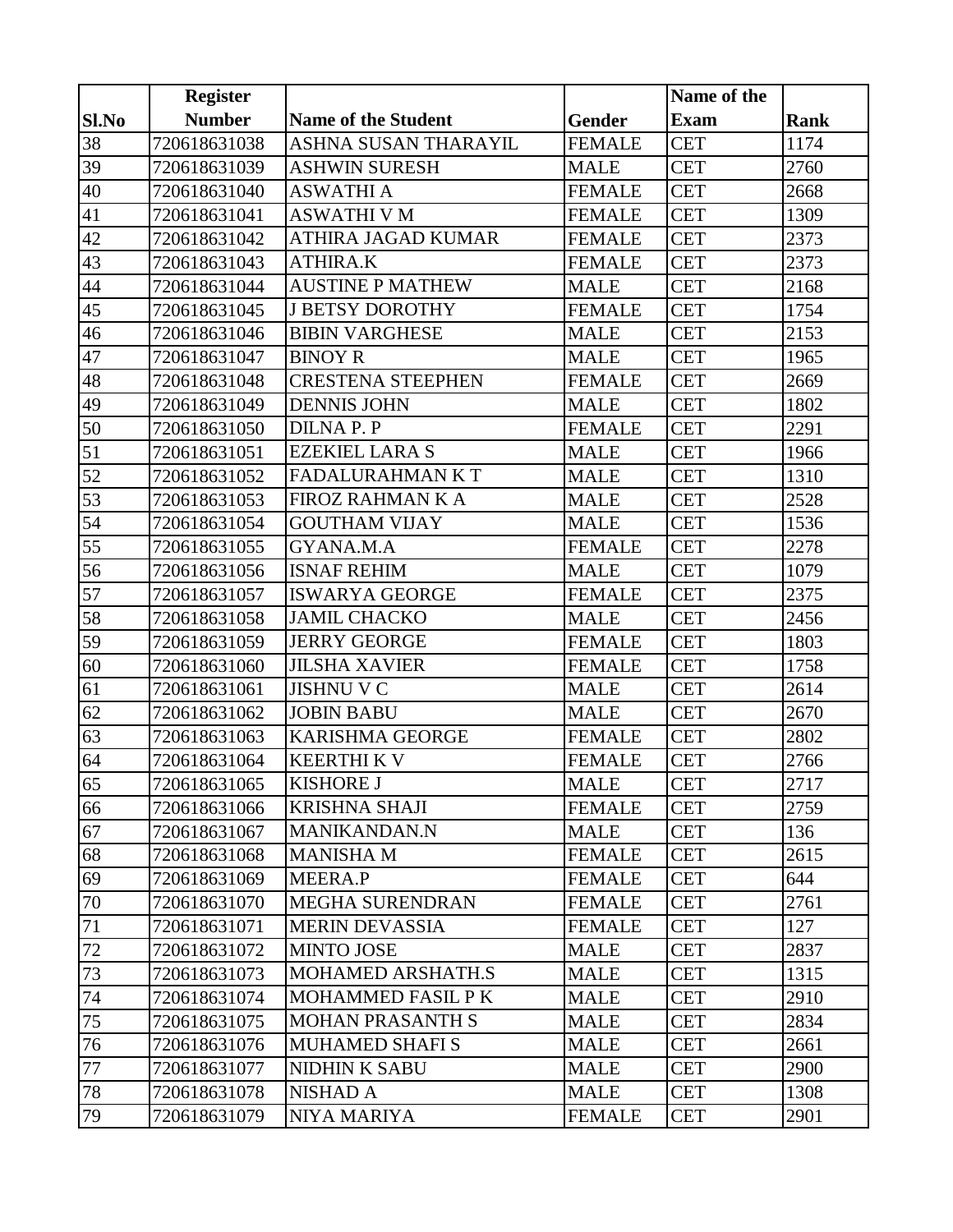| Sl.No | Register Number | Name of the Student | Gender | Name of the Exam | Rank |
|---|---|---|---|---|---|
| 38 | 720618631038 | ASHNA SUSAN THARAYIL | FEMALE | CET | 1174 |
| 39 | 720618631039 | ASHWIN SURESH | MALE | CET | 2760 |
| 40 | 720618631040 | ASWATHI A | FEMALE | CET | 2668 |
| 41 | 720618631041 | ASWATHI V M | FEMALE | CET | 1309 |
| 42 | 720618631042 | ATHIRA JAGAD KUMAR | FEMALE | CET | 2373 |
| 43 | 720618631043 | ATHIRA.K | FEMALE | CET | 2373 |
| 44 | 720618631044 | AUSTINE P MATHEW | MALE | CET | 2168 |
| 45 | 720618631045 | J BETSY DOROTHY | FEMALE | CET | 1754 |
| 46 | 720618631046 | BIBIN VARGHESE | MALE | CET | 2153 |
| 47 | 720618631047 | BINOY R | MALE | CET | 1965 |
| 48 | 720618631048 | CRESTENA STEEPHEN | FEMALE | CET | 2669 |
| 49 | 720618631049 | DENNIS JOHN | MALE | CET | 1802 |
| 50 | 720618631050 | DILNA P. P | FEMALE | CET | 2291 |
| 51 | 720618631051 | EZEKIEL LARA S | MALE | CET | 1966 |
| 52 | 720618631052 | FADALURAHMAN K T | MALE | CET | 1310 |
| 53 | 720618631053 | FIROZ RAHMAN K A | MALE | CET | 2528 |
| 54 | 720618631054 | GOUTHAM VIJAY | MALE | CET | 1536 |
| 55 | 720618631055 | GYANA.M.A | FEMALE | CET | 2278 |
| 56 | 720618631056 | ISNAF REHIM | MALE | CET | 1079 |
| 57 | 720618631057 | ISWARYA GEORGE | FEMALE | CET | 2375 |
| 58 | 720618631058 | JAMIL CHACKO | MALE | CET | 2456 |
| 59 | 720618631059 | JERRY GEORGE | FEMALE | CET | 1803 |
| 60 | 720618631060 | JILSHA XAVIER | FEMALE | CET | 1758 |
| 61 | 720618631061 | JISHNU V C | MALE | CET | 2614 |
| 62 | 720618631062 | JOBIN BABU | MALE | CET | 2670 |
| 63 | 720618631063 | KARISHMA GEORGE | FEMALE | CET | 2802 |
| 64 | 720618631064 | KEERTHI K V | FEMALE | CET | 2766 |
| 65 | 720618631065 | KISHORE J | MALE | CET | 2717 |
| 66 | 720618631066 | KRISHNA SHAJI | FEMALE | CET | 2759 |
| 67 | 720618631067 | MANIKANDAN.N | MALE | CET | 136 |
| 68 | 720618631068 | MANISHA M | FEMALE | CET | 2615 |
| 69 | 720618631069 | MEERA.P | FEMALE | CET | 644 |
| 70 | 720618631070 | MEGHA SURENDRAN | FEMALE | CET | 2761 |
| 71 | 720618631071 | MERIN DEVASSIA | FEMALE | CET | 127 |
| 72 | 720618631072 | MINTO JOSE | MALE | CET | 2837 |
| 73 | 720618631073 | MOHAMED ARSHATH.S | MALE | CET | 1315 |
| 74 | 720618631074 | MOHAMMED FASIL P K | MALE | CET | 2910 |
| 75 | 720618631075 | MOHAN PRASANTH S | MALE | CET | 2834 |
| 76 | 720618631076 | MUHAMED SHAFI S | MALE | CET | 2661 |
| 77 | 720618631077 | NIDHIN K SABU | MALE | CET | 2900 |
| 78 | 720618631078 | NISHAD A | MALE | CET | 1308 |
| 79 | 720618631079 | NIYA MARIYA | FEMALE | CET | 2901 |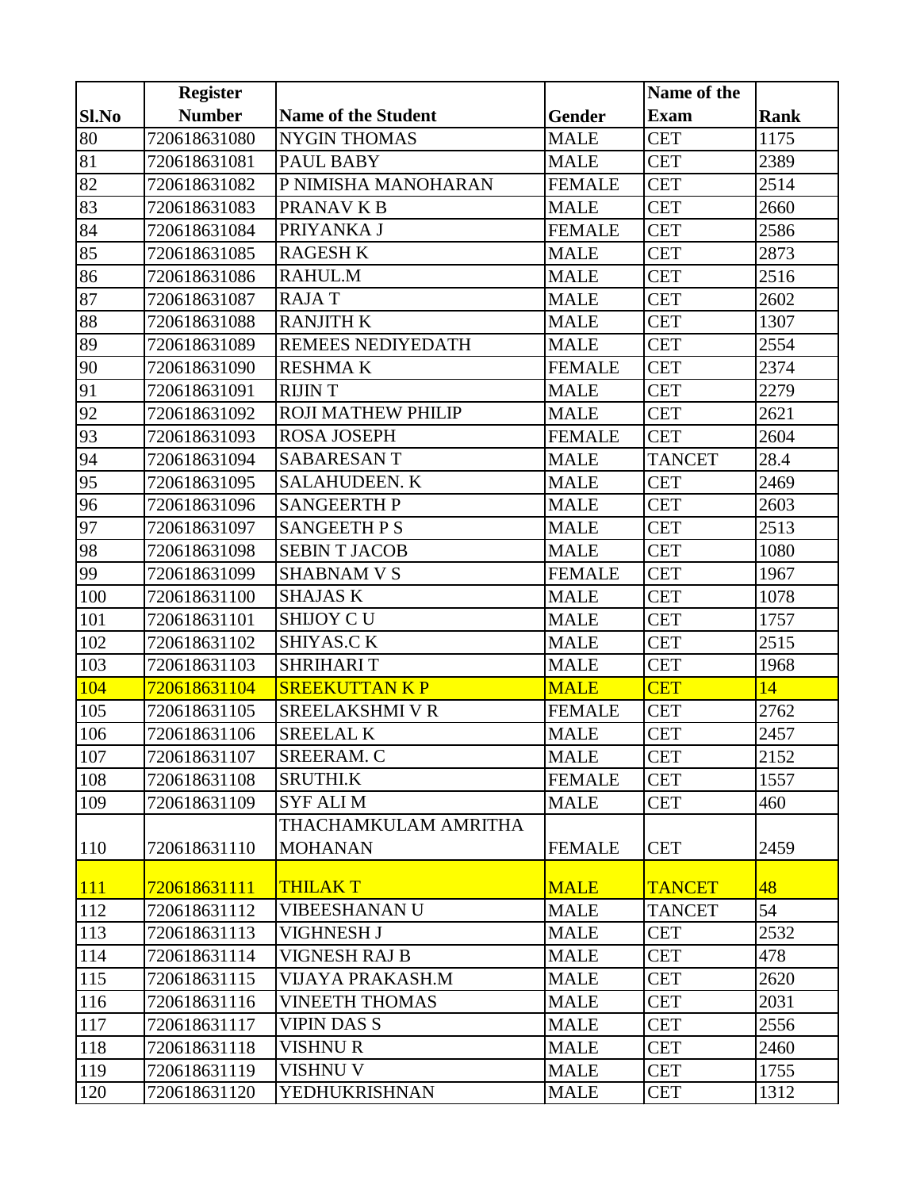| Sl.No | Register Number | Name of the Student | Gender | Name of the Exam | Rank |
|---|---|---|---|---|---|
| 80 | 720618631080 | NYGIN THOMAS | MALE | CET | 1175 |
| 81 | 720618631081 | PAUL BABY | MALE | CET | 2389 |
| 82 | 720618631082 | P NIMISHA MANOHARAN | FEMALE | CET | 2514 |
| 83 | 720618631083 | PRANAV K B | MALE | CET | 2660 |
| 84 | 720618631084 | PRIYANKA J | FEMALE | CET | 2586 |
| 85 | 720618631085 | RAGESH K | MALE | CET | 2873 |
| 86 | 720618631086 | RAHUL.M | MALE | CET | 2516 |
| 87 | 720618631087 | RAJA T | MALE | CET | 2602 |
| 88 | 720618631088 | RANJITH K | MALE | CET | 1307 |
| 89 | 720618631089 | REMEES NEDIYEDATH | MALE | CET | 2554 |
| 90 | 720618631090 | RESHMA K | FEMALE | CET | 2374 |
| 91 | 720618631091 | RIJIN T | MALE | CET | 2279 |
| 92 | 720618631092 | ROJI MATHEW PHILIP | MALE | CET | 2621 |
| 93 | 720618631093 | ROSA JOSEPH | FEMALE | CET | 2604 |
| 94 | 720618631094 | SABARESAN T | MALE | TANCET | 28.4 |
| 95 | 720618631095 | SALAHUDEEN. K | MALE | CET | 2469 |
| 96 | 720618631096 | SANGEERTH P | MALE | CET | 2603 |
| 97 | 720618631097 | SANGEETH P S | MALE | CET | 2513 |
| 98 | 720618631098 | SEBIN T JACOB | MALE | CET | 1080 |
| 99 | 720618631099 | SHABNAM V S | FEMALE | CET | 1967 |
| 100 | 720618631100 | SHAJAS K | MALE | CET | 1078 |
| 101 | 720618631101 | SHIJOY C U | MALE | CET | 1757 |
| 102 | 720618631102 | SHIYAS.C K | MALE | CET | 2515 |
| 103 | 720618631103 | SHRIHARI T | MALE | CET | 1968 |
| 104 | 720618631104 | SREEKUTTAN K P | MALE | CET | 14 |
| 105 | 720618631105 | SREELAKSHMI V R | FEMALE | CET | 2762 |
| 106 | 720618631106 | SREELAL K | MALE | CET | 2457 |
| 107 | 720618631107 | SREERAM. C | MALE | CET | 2152 |
| 108 | 720618631108 | SRUTHI.K | FEMALE | CET | 1557 |
| 109 | 720618631109 | SYF ALI M | MALE | CET | 460 |
| 110 | 720618631110 | THACHAMKULAM AMRITHA MOHANAN | FEMALE | CET | 2459 |
| 111 | 720618631111 | THILAK T | MALE | TANCET | 48 |
| 112 | 720618631112 | VIBEESHANAN U | MALE | TANCET | 54 |
| 113 | 720618631113 | VIGHNESH J | MALE | CET | 2532 |
| 114 | 720618631114 | VIGNESH RAJ B | MALE | CET | 478 |
| 115 | 720618631115 | VIJAYA PRAKASH.M | MALE | CET | 2620 |
| 116 | 720618631116 | VINEETH THOMAS | MALE | CET | 2031 |
| 117 | 720618631117 | VIPIN DAS S | MALE | CET | 2556 |
| 118 | 720618631118 | VISHNU R | MALE | CET | 2460 |
| 119 | 720618631119 | VISHNU V | MALE | CET | 1755 |
| 120 | 720618631120 | YEDHUKRISHNAN | MALE | CET | 1312 |